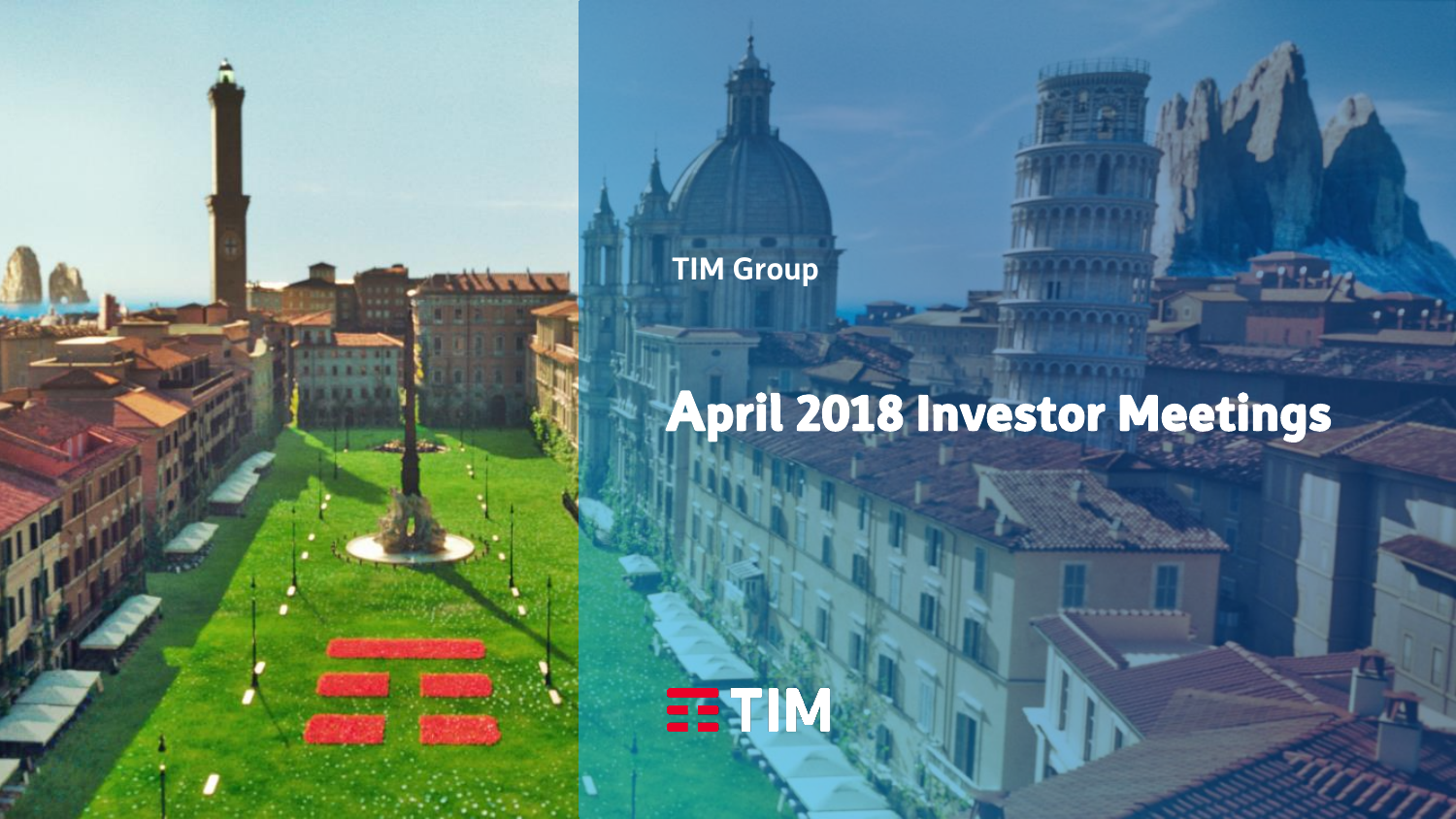TIM Group

# April 2018 Investor Meetings

TIM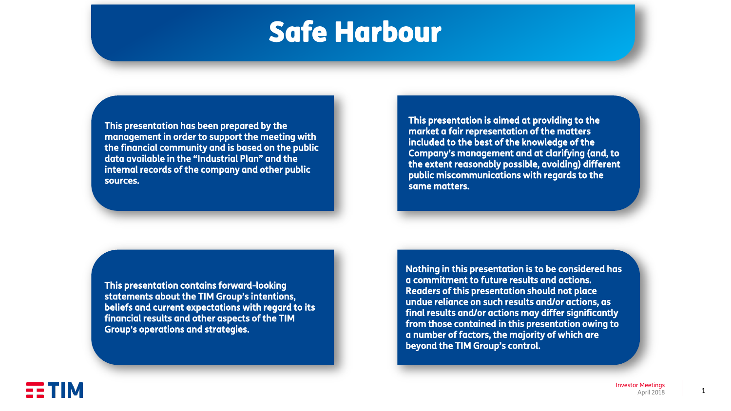# Safe Harbour

This presentation has been prepared by the management in order to support the meeting with the financial community and is based on the public data available in the "Industrial Plan" and the internal records of the company and other public sources.

This presentation is aimed at providing to the market a fair representation of the matters included to the best of the knowledge of the Company's management and at clarifying (and, to the extent reasonably possible, avoiding) different public miscommunications with regards to the same matters.

This presentation contains forward-looking statements about the TIM Group's intentions, beliefs and current expectations with regard to its financial results and other aspects of the TIM Group's operations and strategies.

Nothing in this presentation is to be considered has a commitment to future results and actions. Readers of this presentation should not place undue reliance on such results and/or actions, as final results and/or actions may differ significantly from those contained in this presentation owing to a number of factors, the majority of which are beyond the TIM Group's control.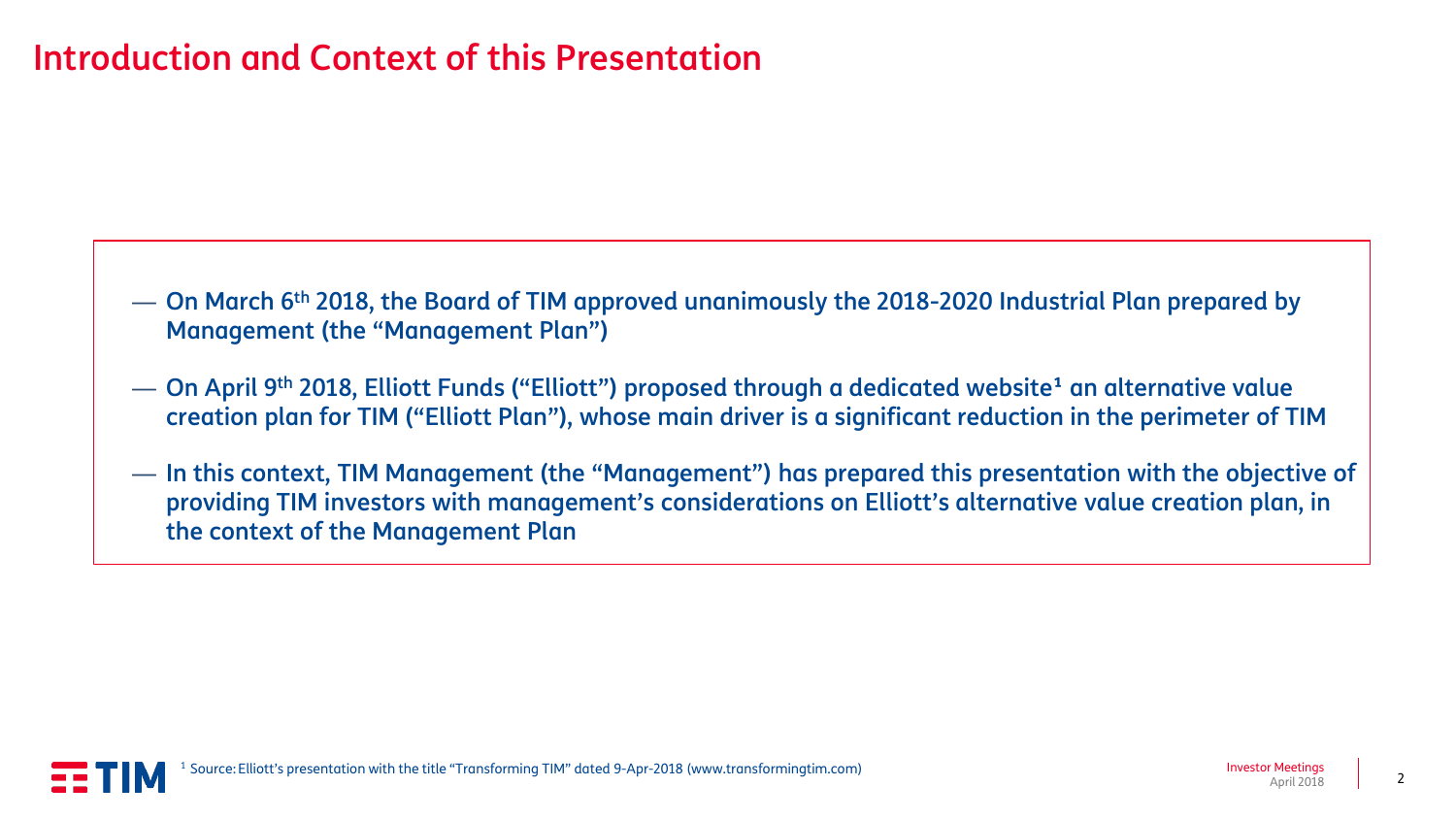# Introduction and Context of this Presentation

- On March 6th 2018, the Board of TIM approved unanimously the 2018-2020 Industrial Plan prepared by Management (the "Management Plan")
- On April 9th 2018, Elliott Funds ("Elliott") proposed through a dedicated website[1] an alternative value creation plan for TIM ("Elliott Plan"), whose main driver is a significant reduction in the perimeter of TIM
- In this context, TIM Management (the "Management") has prepared this presentation with the objective of providing TIM investors with management's considerations on Elliott's alternative value creation plan, in the context of the Management Plan

[1] Source: Elliott's presentation with the title "Transforming TIM" dated 9-Apr-2018 (www.transformingtim.com)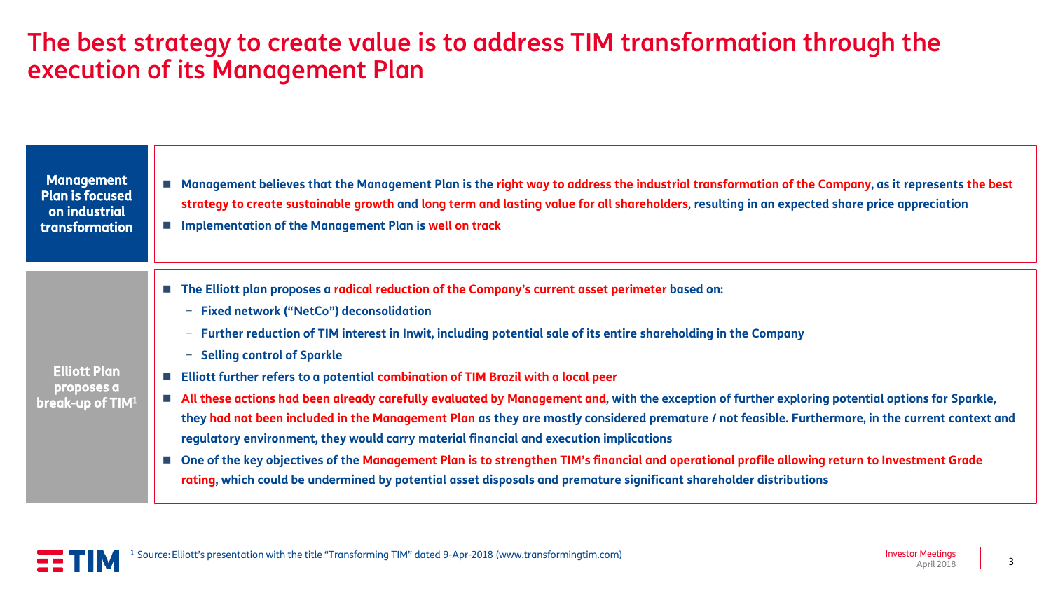# The best strategy to create value is to address TIM transformation through the execution of its Management Plan

## Management Plan is focused on industrial transformation

- **Management believes that the Management Plan is the right way to address the industrial transformation of the Company, as it represents the best strategy to create sustainable growth and long term and lasting value for all shareholders, resulting in an expected share price appreciation**
- **Implementation of the Management Plan is well on track**

## Elliott Plan proposes a break-up of TIM[1]

- **The Elliott plan proposes a radical reduction of the Company's current asset perimeter based on:**
  - **Fixed network ("NetCo") deconsolidation**
  - **Further reduction of TIM interest in Inwit, including potential sale of its entire shareholding in the Company**
  - **Selling control of Sparkle**
- **Elliott further refers to a potential combination of TIM Brazil with a local peer**
- **All these actions had been already carefully evaluated by Management and, with the exception of further exploring potential options for Sparkle, they had not been included in the Management Plan as they are mostly considered premature / not feasible. Furthermore, in the current context and regulatory environment, they would carry material financial and execution implications**
- **One of the key objectives of the Management Plan is to strengthen TIM's financial and operational profile allowing return to Investment Grade rating, which could be undermined by potential asset disposals and premature significant shareholder distributions**

[1] Source: Elliott's presentation with the title "Transforming TIM" dated 9-Apr-2018 (www.transformingtim.com)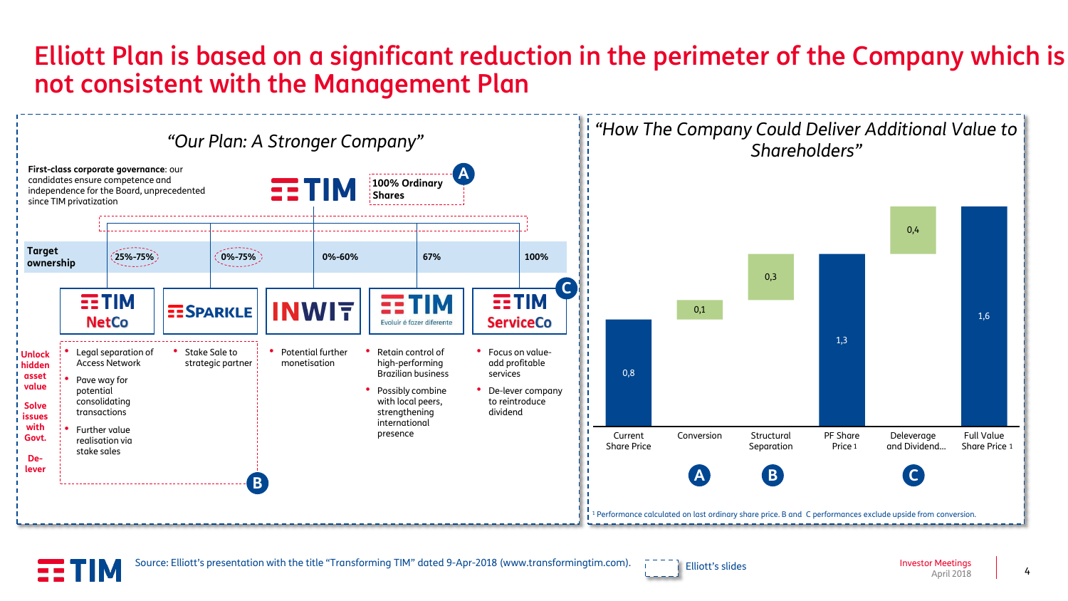# Elliott Plan is based on a significant reduction in the perimeter of the Company which is not consistent with the Management Plan

## *"Our Plan: A Stronger Company"*

**First-class corporate governance**: our candidates ensure competence and independence for the Board, unprecedented since TIM privatization

TIM — 100% Ordinary Shares **(A)**

| | TIM NetCo | SPARKLE | INWIT | TIM (Brasil) | TIM ServiceCo **(C)** |
|---|---|---|---|---|---|
| **Target ownership** | 25%-75% | 0%-75% | 0%-60% | 67% | 100% |
| **Unlock hidden asset value / Solve issues with Govt. / De-lever** | • Legal separation of Access Network<br>• Pave way for potential consolidating transactions<br>• Further value realisation via stake sales | • Stake Sale to strategic partner | • Potential further monetisation | • Retain control of high-performing Brazilian business<br>• Possibly combine with local peers, strengthening international presence | • Focus on value-add profitable services<br>• De-lever company to reintroduce dividend |

**(B)**: TIM NetCo and SPARKLE

## *"How The Company Could Deliver Additional Value to Shareholders"*

| Step | Value |
|---|---|
| Current Share Price | 0,8 |
| Conversion **(A)** | 0,1 |
| Structural Separation **(B)** | 0,3 |
| PF Share Price[1] | 1,3 |
| Deleverage and Dividend... **(C)** | 0,4 |
| Full Value Share Price[1] | 1,6 |

[1] Performance calculated on last ordinary share price. B and C performances exclude upside from conversion.

Source: Elliott's presentation with the title "Transforming TIM" dated 9-Apr-2018 (www.transformingtim.com).

Dashed boxes: Elliott's slides

Investor Meetings
April 2018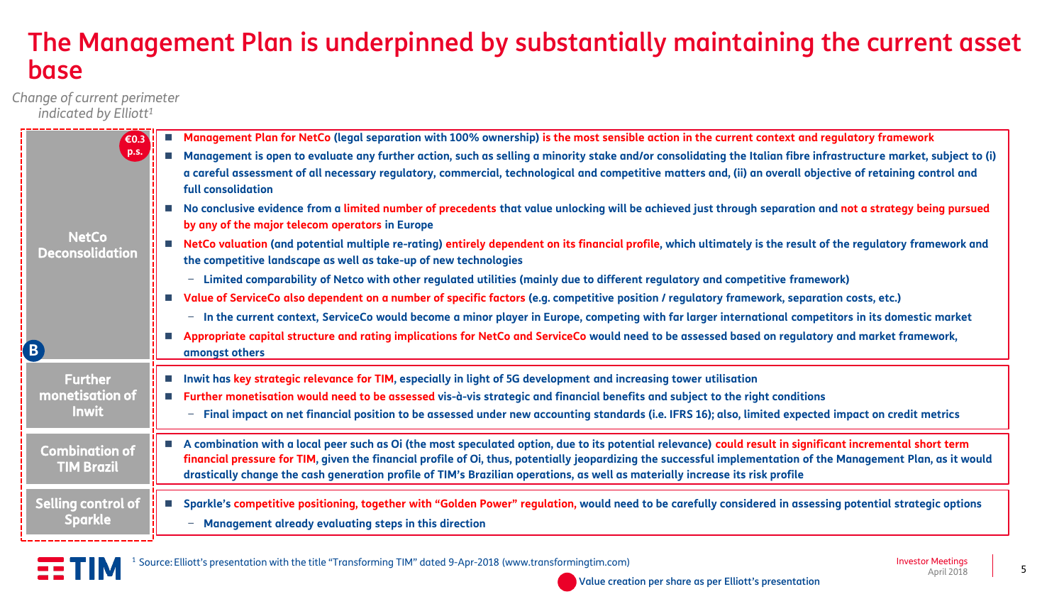# The Management Plan is underpinned by substantially maintaining the current asset base

*Change of current perimeter indicated by Elliott[1]*

| Change of current perimeter | Management view |
|---|---|
| **NetCo Deconsolidation** (€0.3 p.s.) (B) | ■ **Management Plan for NetCo (legal separation with 100% ownership) is the most sensible action in the current context and regulatory framework**<br>■ **Management is open to evaluate any further action, such as selling a minority stake and/or consolidating the Italian fibre infrastructure market, subject to (i) a careful assessment of all necessary regulatory, commercial, technological and competitive matters and, (ii) an overall objective of retaining control and full consolidation**<br>■ **No conclusive evidence from a limited number of precedents that value unlocking will be achieved just through separation and not a strategy being pursued by any of the major telecom operators in Europe**<br>■ **NetCo valuation (and potential multiple re-rating) entirely dependent on its financial profile, which ultimately is the result of the regulatory framework and the competitive landscape as well as take-up of new technologies**<br>– **Limited comparability of Netco with other regulated utilities (mainly due to different regulatory and competitive framework)**<br>■ **Value of ServiceCo also dependent on a number of specific factors (e.g. competitive position / regulatory framework, separation costs, etc.)**<br>– **In the current context, ServiceCo would become a minor player in Europe, competing with far larger international competitors in its domestic market**<br>■ **Appropriate capital structure and rating implications for NetCo and ServiceCo would need to be assessed based on regulatory and market framework, amongst others** |
| **Further monetisation of Inwit** | ■ **Inwit has key strategic relevance for TIM, especially in light of 5G development and increasing tower utilisation**<br>■ **Further monetisation would need to be assessed vis-à-vis strategic and financial benefits and subject to the right conditions**<br>– **Final impact on net financial position to be assessed under new accounting standards (i.e. IFRS 16); also, limited expected impact on credit metrics** |
| **Combination of TIM Brazil** | ■ **A combination with a local peer such as Oi (the most speculated option, due to its potential relevance) could result in significant incremental short term financial pressure for TIM, given the financial profile of Oi, thus, potentially jeopardizing the successful implementation of the Management Plan, as it would drastically change the cash generation profile of TIM's Brazilian operations, as well as materially increase its risk profile** |
| **Selling control of Sparkle** | ■ **Sparkle's competitive positioning, together with "Golden Power" regulation, would need to be carefully considered in assessing potential strategic options**<br>– **Management already evaluating steps in this direction** |

[1] Source: Elliott's presentation with the title "Transforming TIM" dated 9-Apr-2018 (www.transformingtim.com)

● Value creation per share as per Elliott's presentation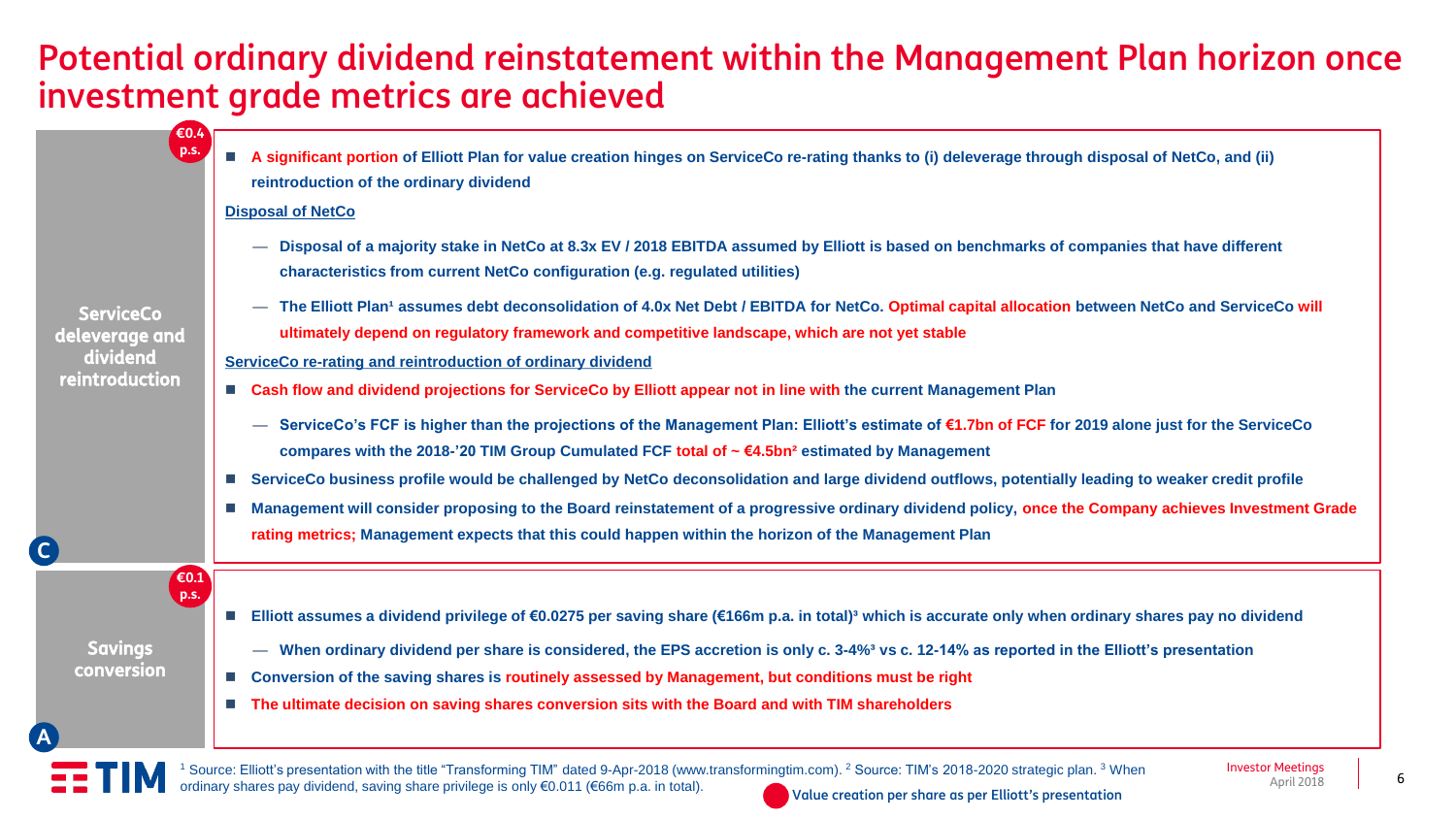# Potential ordinary dividend reinstatement within the Management Plan horizon once investment grade metrics are achieved

## C — ServiceCo deleverage and dividend reintroduction (€0.4 p.s.)

- **A significant portion of Elliott Plan for value creation hinges on ServiceCo re-rating thanks to (i) deleverage through disposal of NetCo, and (ii) reintroduction of the ordinary dividend**

**Disposal of NetCo**

- — **Disposal of a majority stake in NetCo at 8.3x EV / 2018 EBITDA assumed by Elliott is based on benchmarks of companies that have different characteristics from current NetCo configuration (e.g. regulated utilities)**
- — **The Elliott Plan[1] assumes debt deconsolidation of 4.0x Net Debt / EBITDA for NetCo. Optimal capital allocation between NetCo and ServiceCo will ultimately depend on regulatory framework and competitive landscape, which are not yet stable**

**ServiceCo re-rating and reintroduction of ordinary dividend**

- **Cash flow and dividend projections for ServiceCo by Elliott appear not in line with the current Management Plan**
  - — **ServiceCo's FCF is higher than the projections of the Management Plan: Elliott's estimate of €1.7bn of FCF for 2019 alone just for the ServiceCo compares with the 2018-'20 TIM Group Cumulated FCF total of ~ €4.5bn[2] estimated by Management**
- **ServiceCo business profile would be challenged by NetCo deconsolidation and large dividend outflows, potentially leading to weaker credit profile**
- **Management will consider proposing to the Board reinstatement of a progressive ordinary dividend policy, once the Company achieves Investment Grade rating metrics; Management expects that this could happen within the horizon of the Management Plan**

## A — Savings conversion (€0.1 p.s.)

- **Elliott assumes a dividend privilege of €0.0275 per saving share (€166m p.a. in total)[3] which is accurate only when ordinary shares pay no dividend**
  - — **When ordinary dividend per share is considered, the EPS accretion is only c. 3-4%[3] vs c. 12-14% as reported in the Elliott's presentation**
- **Conversion of the saving shares is routinely assessed by Management, but conditions must be right**
- **The ultimate decision on saving shares conversion sits with the Board and with TIM shareholders**

[1] Source: Elliott's presentation with the title "Transforming TIM" dated 9-Apr-2018 (www.transformingtim.com). [2] Source: TIM's 2018-2020 strategic plan. [3] When ordinary shares pay dividend, saving share privilege is only €0.011 (€66m p.a. in total).

● Value creation per share as per Elliott's presentation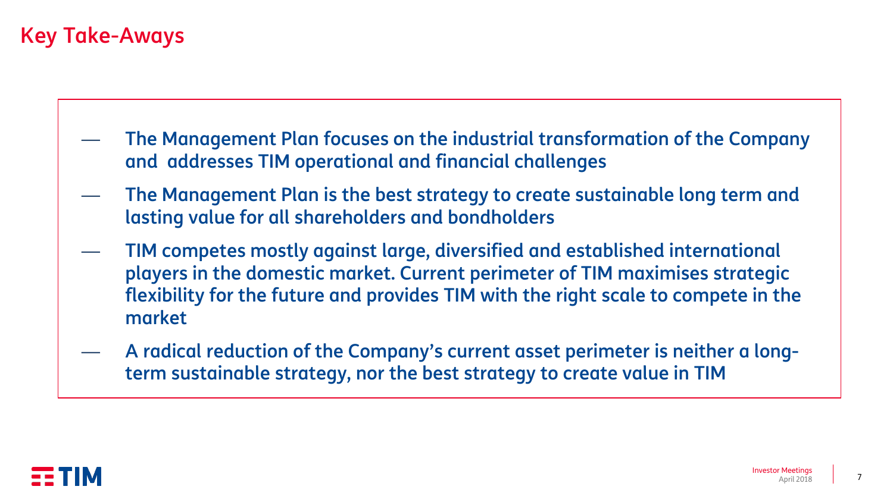# Key Take-Aways

- The Management Plan focuses on the industrial transformation of the Company and addresses TIM operational and financial challenges
- The Management Plan is the best strategy to create sustainable long term and lasting value for all shareholders and bondholders
- TIM competes mostly against large, diversified and established international players in the domestic market. Current perimeter of TIM maximises strategic flexibility for the future and provides TIM with the right scale to compete in the market
- A radical reduction of the Company's current asset perimeter is neither a long-term sustainable strategy, nor the best strategy to create value in TIM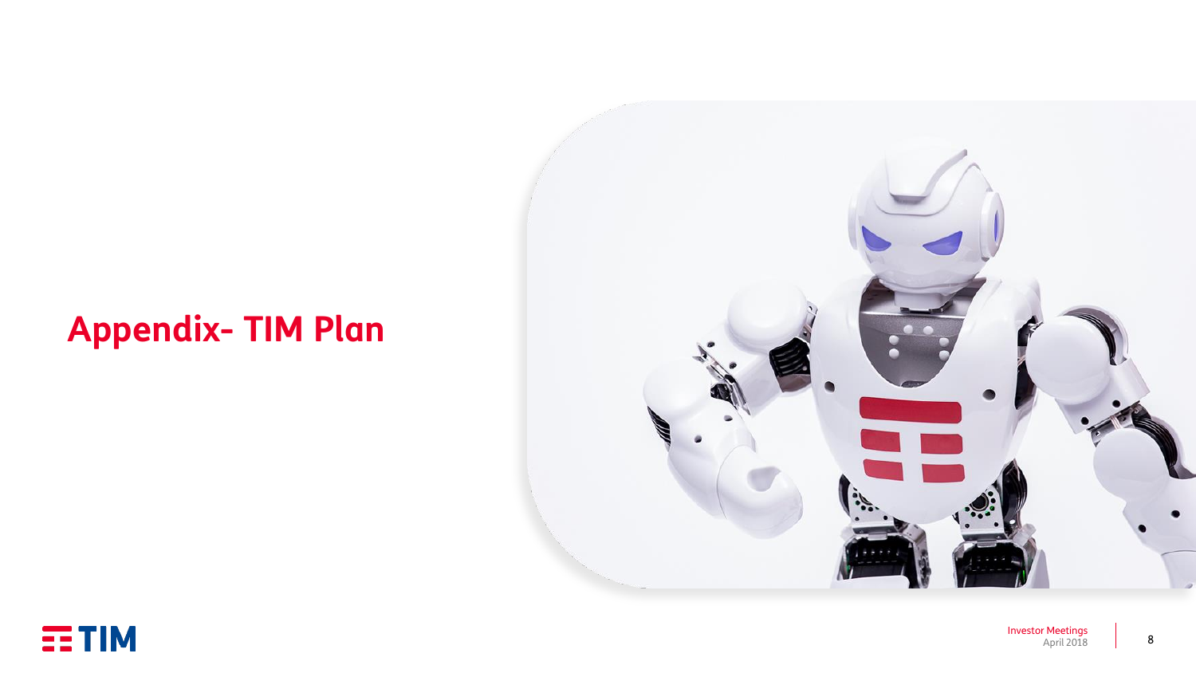# Appendix- TIM Plan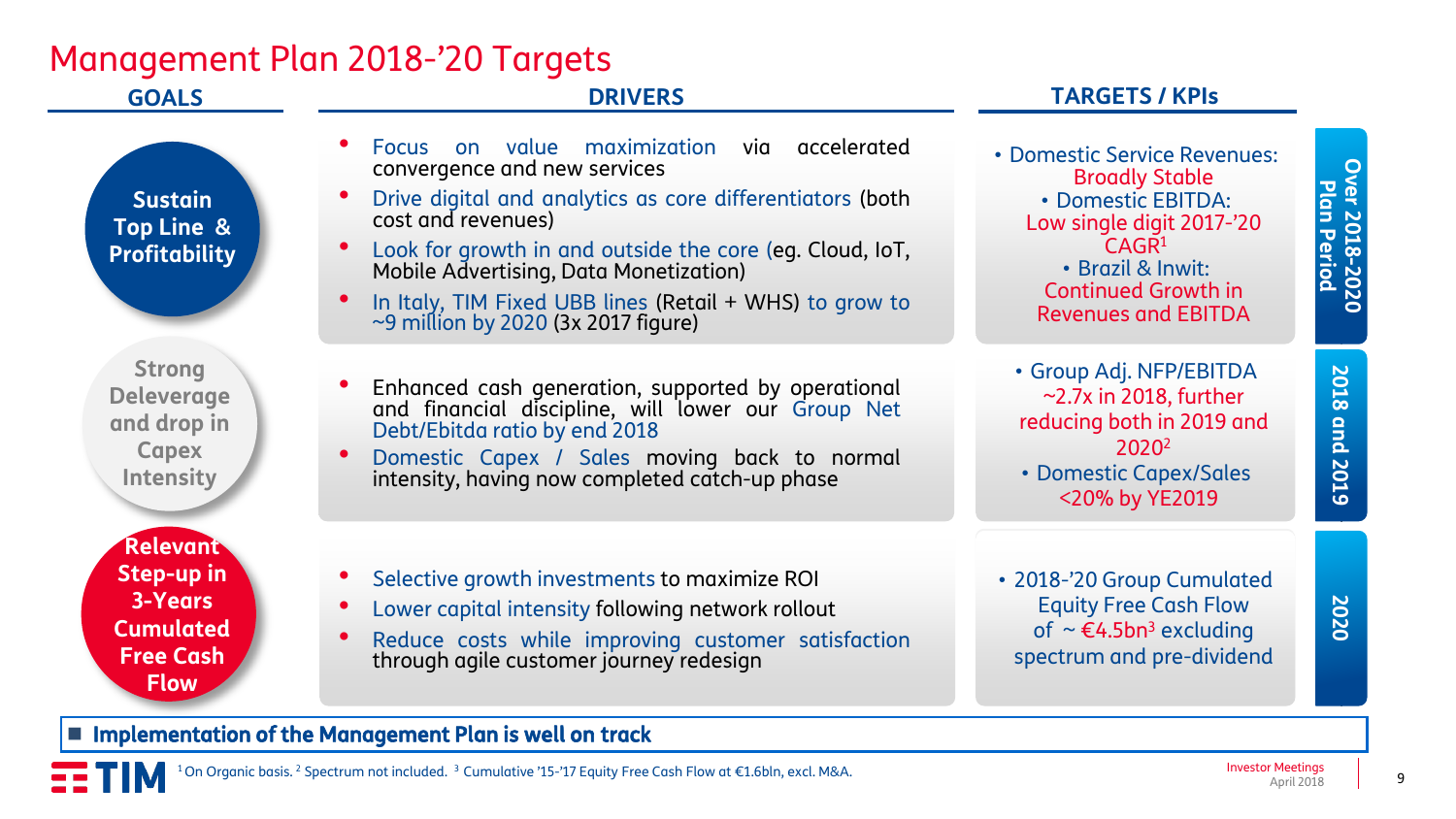# Management Plan 2018-'20 Targets

| GOALS | DRIVERS | TARGETS / KPIs | |
|---|---|---|---|
| **Sustain Top Line & Profitability** | • Focus on value maximization via accelerated convergence and new services<br>• Drive digital and analytics as core differentiators (both cost and revenues)<br>• Look for growth in and outside the core (eg. Cloud, IoT, Mobile Advertising, Data Monetization)<br>• In Italy, TIM Fixed UBB lines (Retail + WHS) to grow to ~9 million by 2020 (3x 2017 figure) | • Domestic Service Revenues: Broadly Stable<br>• Domestic EBITDA: Low single digit 2017-'20 CAGR[1]<br>• Brazil & Inwit: Continued Growth in Revenues and EBITDA | **Over 2018-2020 Plan Period** |
| **Strong Deleverage and drop in Capex Intensity** | • Enhanced cash generation, supported by operational and financial discipline, will lower our Group Net Debt/Ebitda ratio by end 2018<br>• Domestic Capex / Sales moving back to normal intensity, having now completed catch-up phase | • Group Adj. NFP/EBITDA ~2.7x in 2018, further reducing both in 2019 and 2020[2]<br>• Domestic Capex/Sales <20% by YE2019 | **2018 and 2019** |
| **Relevant Step-up in 3-Years Cumulated Free Cash Flow** | • Selective growth investments to maximize ROI<br>• Lower capital intensity following network rollout<br>• Reduce costs while improving customer satisfaction through agile customer journey redesign | • 2018-'20 Group Cumulated Equity Free Cash Flow of ~ €4.5bn[3] excluding spectrum and pre-dividend | **2020** |

**Implementation of the Management Plan is well on track**

[1] On Organic basis. [2] Spectrum not included. [3] Cumulative '15-'17 Equity Free Cash Flow at €1.6bln, excl. M&A.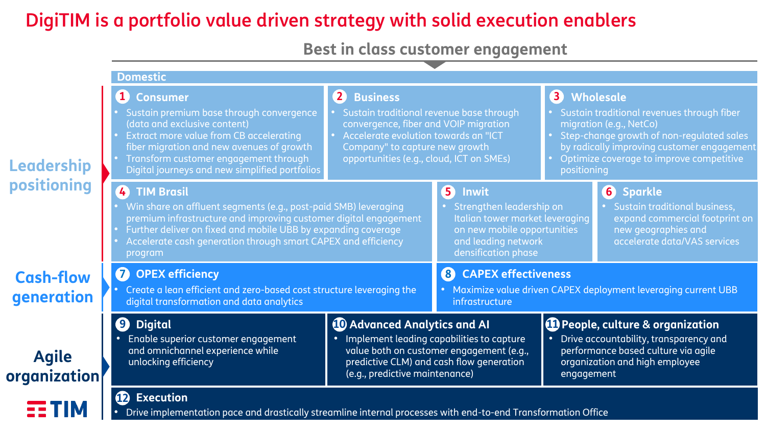# DigiTIM is a portfolio value driven strategy with solid execution enablers

## Best in class customer engagement

### Leadership positioning

**Domestic**

**1 Consumer**
- Sustain premium base through convergence (data and exclusive content)
- Extract more value from CB accelerating fiber migration and new avenues of growth
- Transform customer engagement through Digital journeys and new simplified portfolios

**2 Business**
- Sustain traditional revenue base through convergence, fiber and VOIP migration
- Accelerate evolution towards an "ICT Company" to capture new growth opportunities (e.g., cloud, ICT on SMEs)

**3 Wholesale**
- Sustain traditional revenues through fiber migration (e.g., NetCo)
- Step-change growth of non-regulated sales by radically improving customer engagement
- Optimize coverage to improve competitive positioning

**4 TIM Brasil**
- Win share on affluent segments (e.g., post-paid SMB) leveraging premium infrastructure and improving customer digital engagement
- Further deliver on fixed and mobile UBB by expanding coverage
- Accelerate cash generation through smart CAPEX and efficiency program

**5 Inwit**
- Strengthen leadership on Italian tower market leveraging on new mobile opportunities and leading network densification phase

**6 Sparkle**
- Sustain traditional business, expand commercial footprint on new geographies and accelerate data/VAS services

### Cash-flow generation

**7 OPEX efficiency**
- Create a lean efficient and zero-based cost structure leveraging the digital transformation and data analytics

**8 CAPEX effectiveness**
- Maximize value driven CAPEX deployment leveraging current UBB infrastructure

### Agile organization

**9 Digital**
- Enable superior customer engagement and omnichannel experience while unlocking efficiency

**10 Advanced Analytics and AI**
- Implement leading capabilities to capture value both on customer engagement (e.g., predictive CLM) and cash flow generation (e.g., predictive maintenance)

**11 People, culture & organization**
- Drive accountability, transparency and performance based culture via agile organization and high employee engagement

**12 Execution**
- Drive implementation pace and drastically streamline internal processes with end-to-end Transformation Office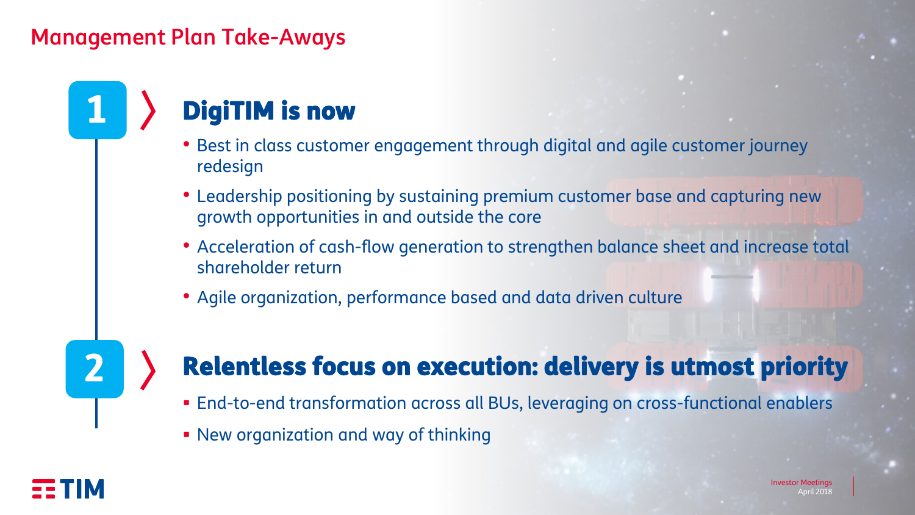# Management Plan Take-Aways

## 1 DigiTIM is now

- Best in class customer engagement through digital and agile customer journey redesign
- Leadership positioning by sustaining premium customer base and capturing new growth opportunities in and outside the core
- Acceleration of cash-flow generation to strengthen balance sheet and increase total shareholder return
- Agile organization, performance based and data driven culture

## 2 Relentless focus on execution: delivery is utmost priority

- End-to-end transformation across all BUs, leveraging on cross-functional enablers
- New organization and way of thinking